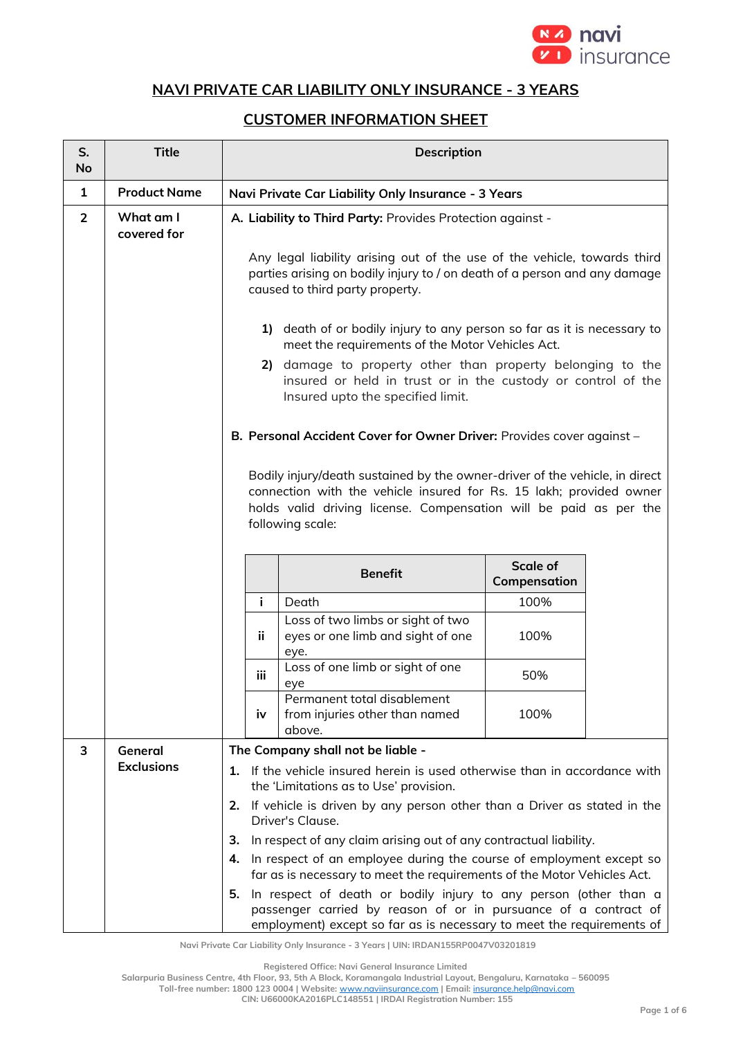# NAVI PRIVATE CAR LIABILITY ONLY INSURANCE - 3 YEARS

## CUSTOMER INFORMATION SHEET

| S. No | Title | Description |
|---|---|---|
| 1 | **Product Name** | **Navi Private Car Liability Only Insurance - 3 Years** |
| 2 | **What am I covered for** | **A. Liability to Third Party:** Provides Protection against - <br><br> Any legal liability arising out of the use of the vehicle, towards third parties arising on bodily injury to / on death of a person and any damage caused to third party property. <br><br> **1)** death of or bodily injury to any person so far as it is necessary to meet the requirements of the Motor Vehicles Act. <br> **2)** damage to property other than property belonging to the insured or held in trust or in the custody or control of the Insured upto the specified limit. <br><br> **B. Personal Accident Cover for Owner Driver:** Provides cover against – <br><br> Bodily injury/death sustained by the owner-driver of the vehicle, in direct connection with the vehicle insured for Rs. 15 lakh; provided owner holds valid driving license. Compensation will be paid as per the following scale: <br><br> **i** Death – 100% <br> **ii** Loss of two limbs or sight of two eyes or one limb and sight of one eye. – 100% <br> **iii** Loss of one limb or sight of one eye – 50% <br> **iv** Permanent total disablement from injuries other than named above. – 100% |
| 3 | **General Exclusions** | **The Company shall not be liable -** <br> **1.** If the vehicle insured herein is used otherwise than in accordance with the 'Limitations as to Use' provision. <br> **2.** If vehicle is driven by any person other than a Driver as stated in the Driver's Clause. <br> **3.** In respect of any claim arising out of any contractual liability. <br> **4.** In respect of an employee during the course of employment except so far as is necessary to meet the requirements of the Motor Vehicles Act. <br> **5.** In respect of death or bodily injury to any person (other than a passenger carried by reason of or in pursuance of a contract of employment) except so far as is necessary to meet the requirements of |

Scale of compensation for Personal Accident Cover for Owner Driver:

| | Benefit | Scale of Compensation |
|---|---|---|
| i | Death | 100% |
| ii | Loss of two limbs or sight of two eyes or one limb and sight of one eye. | 100% |
| iii | Loss of one limb or sight of one eye | 50% |
| iv | Permanent total disablement from injuries other than named above. | 100% |

Navi Private Car Liability Only Insurance - 3 Years | UIN: IRDAN155RP0047V03201819

Registered Office: Navi General Insurance Limited
Salarpuria Business Centre, 4th Floor, 93, 5th A Block, Koramangala Industrial Layout, Bengaluru, Karnataka – 560095
Toll-free number: 1800 123 0004 | Website: www.naviinsurance.com | Email: insurance.help@navi.com
CIN: U66000KA2016PLC148551 | IRDAI Registration Number: 155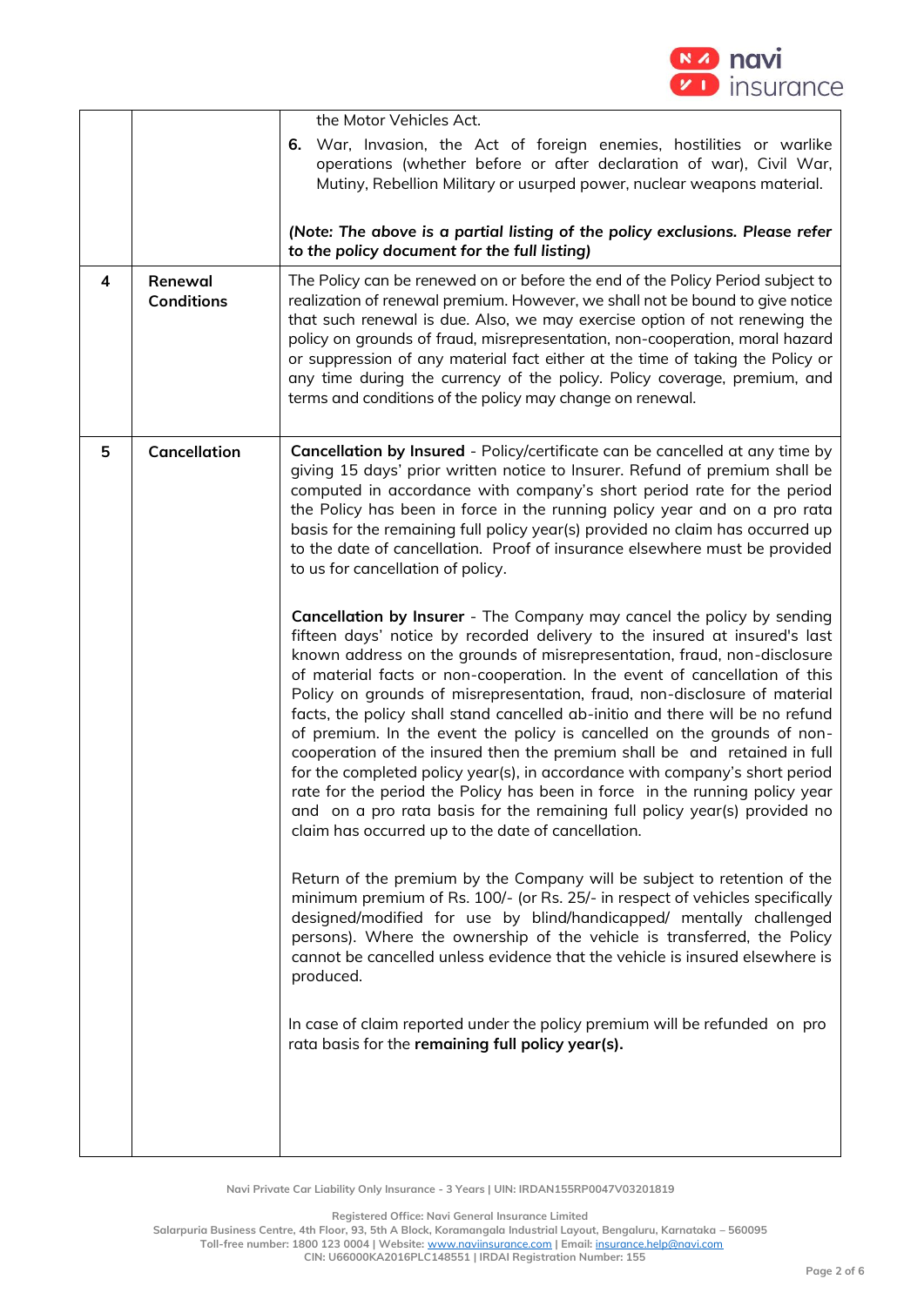| | | |
|---|---|---|
| | | the Motor Vehicles Act.<br>**6.** War, Invasion, the Act of foreign enemies, hostilities or warlike operations (whether before or after declaration of war), Civil War, Mutiny, Rebellion Military or usurped power, nuclear weapons material.<br><br>***(Note: The above is a partial listing of the policy exclusions. Please refer to the policy document for the full listing)*** |
| **4** | **Renewal Conditions** | The Policy can be renewed on or before the end of the Policy Period subject to realization of renewal premium. However, we shall not be bound to give notice that such renewal is due. Also, we may exercise option of not renewing the policy on grounds of fraud, misrepresentation, non-cooperation, moral hazard or suppression of any material fact either at the time of taking the Policy or any time during the currency of the policy. Policy coverage, premium, and terms and conditions of the policy may change on renewal. |
| **5** | **Cancellation** | **Cancellation by Insured** - Policy/certificate can be cancelled at any time by giving 15 days' prior written notice to Insurer. Refund of premium shall be computed in accordance with company's short period rate for the period the Policy has been in force in the running policy year and on a pro rata basis for the remaining full policy year(s) provided no claim has occurred up to the date of cancellation. Proof of insurance elsewhere must be provided to us for cancellation of policy.<br><br>**Cancellation by Insurer** - The Company may cancel the policy by sending fifteen days' notice by recorded delivery to the insured at insured's last known address on the grounds of misrepresentation, fraud, non-disclosure of material facts or non-cooperation. In the event of cancellation of this Policy on grounds of misrepresentation, fraud, non-disclosure of material facts, the policy shall stand cancelled ab-initio and there will be no refund of premium. In the event the policy is cancelled on the grounds of non-cooperation of the insured then the premium shall be and retained in full for the completed policy year(s), in accordance with company's short period rate for the period the Policy has been in force in the running policy year and on a pro rata basis for the remaining full policy year(s) provided no claim has occurred up to the date of cancellation.<br><br>Return of the premium by the Company will be subject to retention of the minimum premium of Rs. 100/- (or Rs. 25/- in respect of vehicles specifically designed/modified for use by blind/handicapped/ mentally challenged persons). Where the ownership of the vehicle is transferred, the Policy cannot be cancelled unless evidence that the vehicle is insured elsewhere is produced.<br><br>In case of claim reported under the policy premium will be refunded on pro rata basis for the **remaining full policy year(s).** |

Navi Private Car Liability Only Insurance - 3 Years | UIN: IRDAN155RP0047V03201819

Registered Office: Navi General Insurance Limited
Salarpuria Business Centre, 4th Floor, 93, 5th A Block, Koramangala Industrial Layout, Bengaluru, Karnataka – 560095
Toll-free number: 1800 123 0004 | Website: www.naviinsurance.com | Email: insurance.help@navi.com
CIN: U66000KA2016PLC148551 | IRDAI Registration Number: 155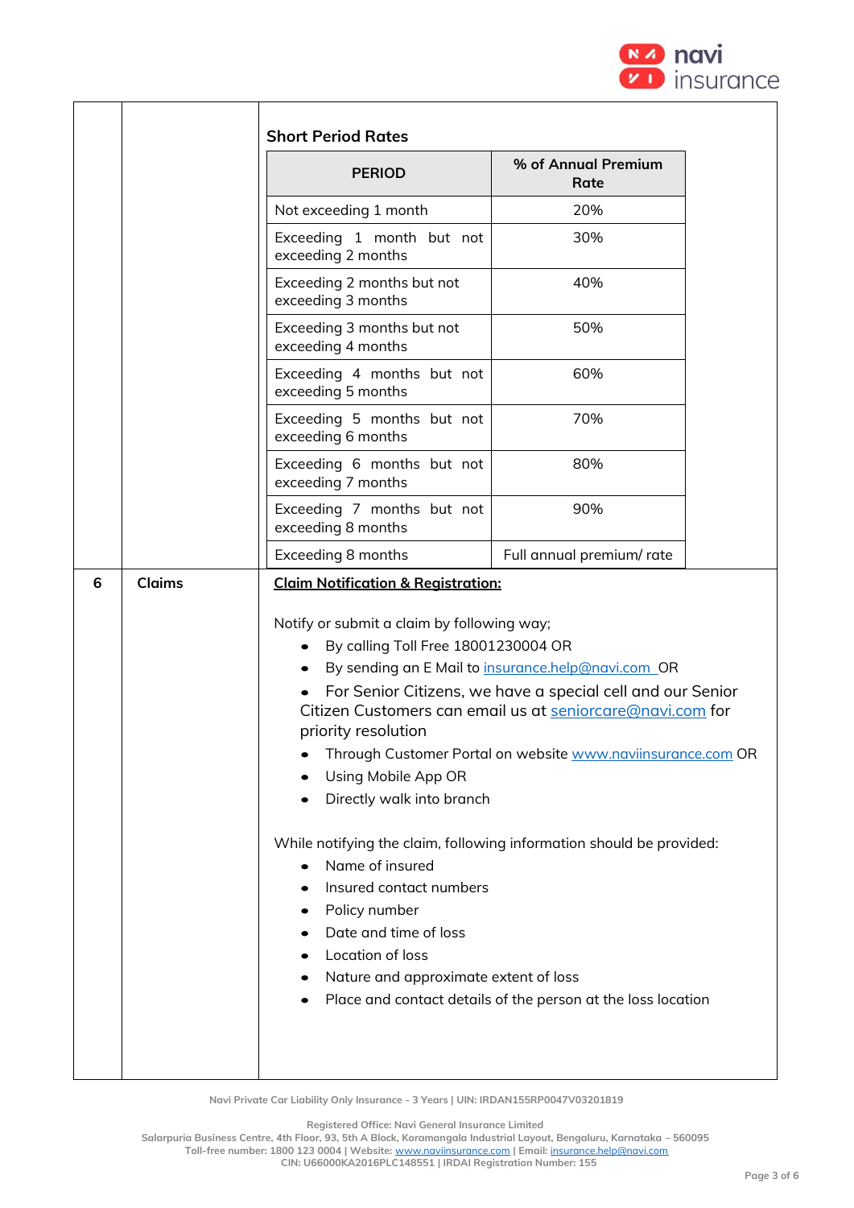**Short Period Rates**

| PERIOD | % of Annual Premium Rate |
|---|---|
| Not exceeding 1 month | 20% |
| Exceeding 1 month but not exceeding 2 months | 30% |
| Exceeding 2 months but not exceeding 3 months | 40% |
| Exceeding 3 months but not exceeding 4 months | 50% |
| Exceeding 4 months but not exceeding 5 months | 60% |
| Exceeding 5 months but not exceeding 6 months | 70% |
| Exceeding 6 months but not exceeding 7 months | 80% |
| Exceeding 7 months but not exceeding 8 months | 90% |
| Exceeding 8 months | Full annual premium/ rate |

**6 Claims**

**Claim Notification & Registration:**

Notify or submit a claim by following way;

- By calling Toll Free 18001230004 OR
- By sending an E Mail to insurance.help@navi.com OR
- For Senior Citizens, we have a special cell and our Senior Citizen Customers can email us at seniorcare@navi.com for priority resolution
- Through Customer Portal on website www.naviinsurance.com OR
- Using Mobile App OR
- Directly walk into branch

While notifying the claim, following information should be provided:

- Name of insured
- Insured contact numbers
- Policy number
- Date and time of loss
- Location of loss
- Nature and approximate extent of loss
- Place and contact details of the person at the loss location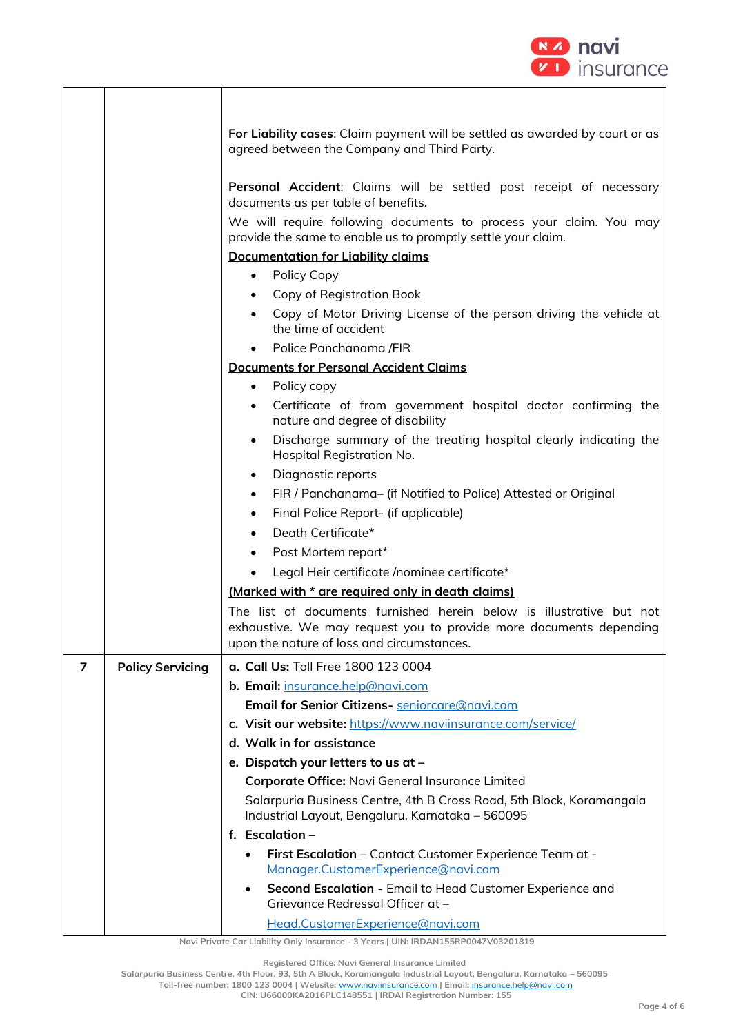| | | |
|---|---|---|
| | | **For Liability cases**: Claim payment will be settled as awarded by court or as agreed between the Company and Third Party.<br><br>**Personal Accident**: Claims will be settled post receipt of necessary documents as per table of benefits.<br>We will require following documents to process your claim. You may provide the same to enable us to promptly settle your claim.<br>**<u>Documentation for Liability claims</u>**<br>• Policy Copy<br>• Copy of Registration Book<br>• Copy of Motor Driving License of the person driving the vehicle at the time of accident<br>• Police Panchanama /FIR<br>**<u>Documents for Personal Accident Claims</u>**<br>• Policy copy<br>• Certificate of from government hospital doctor confirming the nature and degree of disability<br>• Discharge summary of the treating hospital clearly indicating the Hospital Registration No.<br>• Diagnostic reports<br>• FIR / Panchanama– (if Notified to Police) Attested or Original<br>• Final Police Report- (if applicable)<br>• Death Certificate*<br>• Post Mortem report*<br>• Legal Heir certificate /nominee certificate*<br>**<u>(Marked with * are required only in death claims)</u>**<br>The list of documents furnished herein below is illustrative but not exhaustive. We may request you to provide more documents depending upon the nature of loss and circumstances. |
| 7 | **Policy Servicing** | **a. Call Us:** Toll Free 1800 123 0004<br>**b. Email:** insurance.help@navi.com<br>**Email for Senior Citizens-** seniorcare@navi.com<br>**c. Visit our website:** https://www.naviinsurance.com/service/<br>**d. Walk in for assistance**<br>**e. Dispatch your letters to us at –**<br>**Corporate Office:** Navi General Insurance Limited<br>Salarpuria Business Centre, 4th B Cross Road, 5th Block, Koramangala Industrial Layout, Bengaluru, Karnataka – 560095<br>**f. Escalation –**<br>• **First Escalation** – Contact Customer Experience Team at - Manager.CustomerExperience@navi.com<br>• **Second Escalation -** Email to Head Customer Experience and Grievance Redressal Officer at –<br>Head.CustomerExperience@navi.com |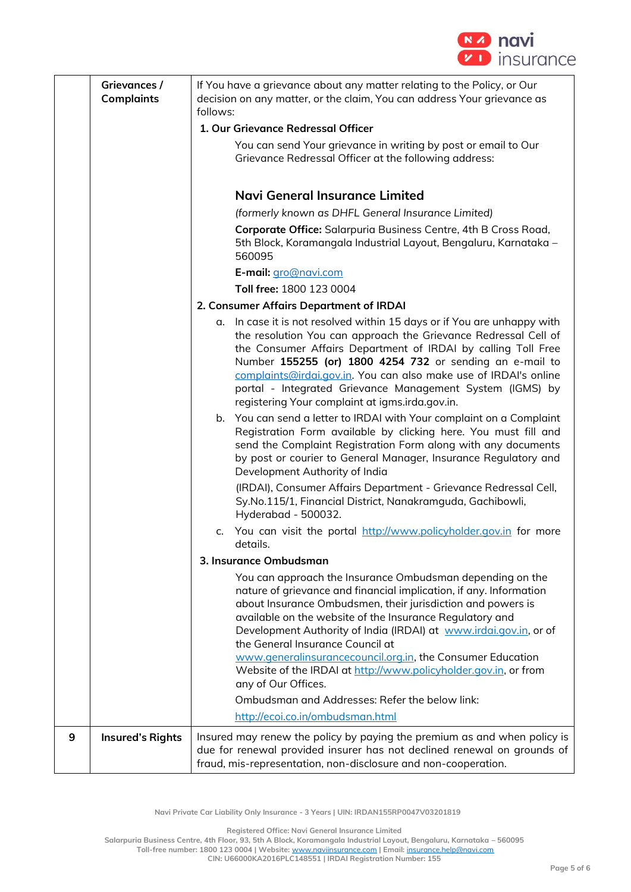| | | |
|---|---|---|
| | **Grievances / Complaints** | If You have a grievance about any matter relating to the Policy, or Our decision on any matter, or the claim, You can address Your grievance as follows:<br>**1. Our Grievance Redressal Officer**<br>You can send Your grievance in writing by post or email to Our Grievance Redressal Officer at the following address:<br>**Navi General Insurance Limited**<br>*(formerly known as DHFL General Insurance Limited)*<br>**Corporate Office:** Salarpuria Business Centre, 4th B Cross Road, 5th Block, Koramangala Industrial Layout, Bengaluru, Karnataka – 560095<br>**E-mail:** gro@navi.com<br>**Toll free:** 1800 123 0004<br>**2. Consumer Affairs Department of IRDAI**<br>a. In case it is not resolved within 15 days or if You are unhappy with the resolution You can approach the Grievance Redressal Cell of the Consumer Affairs Department of IRDAI by calling Toll Free Number **155255 (or) 1800 4254 732** or sending an e-mail to complaints@irdai.gov.in. You can also make use of IRDAI's online portal - Integrated Grievance Management System (IGMS) by registering Your complaint at igms.irda.gov.in.<br>b. You can send a letter to IRDAI with Your complaint on a Complaint Registration Form available by clicking here. You must fill and send the Complaint Registration Form along with any documents by post or courier to General Manager, Insurance Regulatory and Development Authority of India (IRDAI), Consumer Affairs Department - Grievance Redressal Cell, Sy.No.115/1, Financial District, Nanakramguda, Gachibowli, Hyderabad - 500032.<br>c. You can visit the portal http://www.policyholder.gov.in for more details.<br>**3. Insurance Ombudsman**<br>You can approach the Insurance Ombudsman depending on the nature of grievance and financial implication, if any. Information about Insurance Ombudsmen, their jurisdiction and powers is available on the website of the Insurance Regulatory and Development Authority of India (IRDAI) at www.irdai.gov.in, or of the General Insurance Council at www.generalinsurancecouncil.org.in, the Consumer Education Website of the IRDAI at http://www.policyholder.gov.in, or from any of Our Offices.<br>Ombudsman and Addresses: Refer the below link:<br>http://ecoi.co.in/ombudsman.html |
| 9 | **Insured's Rights** | Insured may renew the policy by paying the premium as and when policy is due for renewal provided insurer has not declined renewal on grounds of fraud, mis-representation, non-disclosure and non-cooperation. |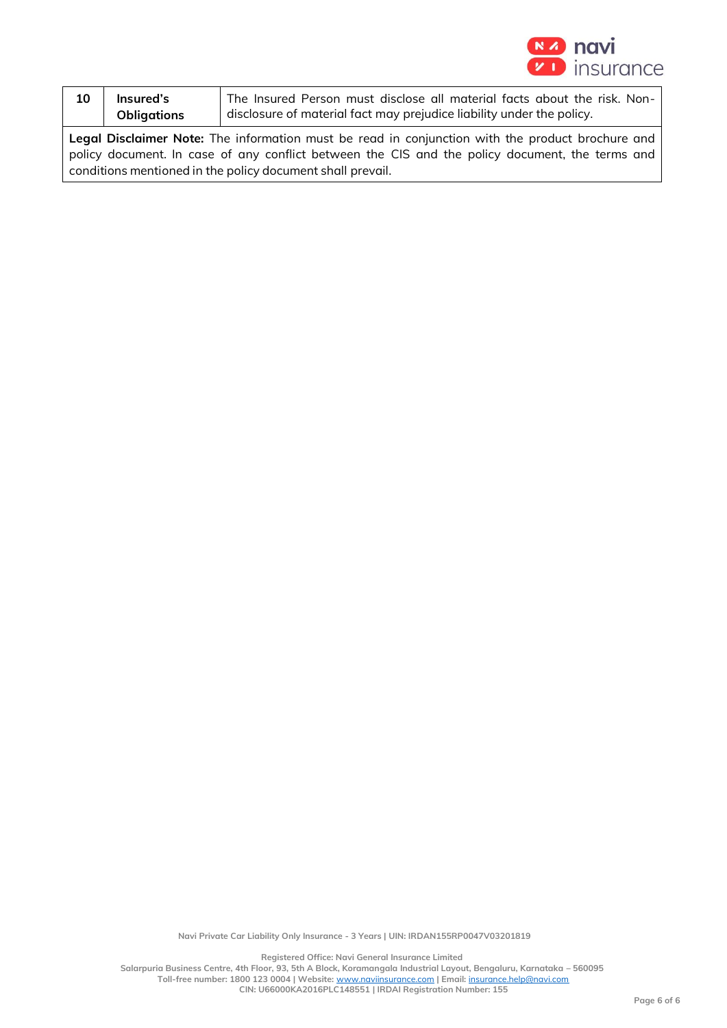| | | |
|---|---|---|
| 10 | **Insured's Obligations** | The Insured Person must disclose all material facts about the risk. Non-disclosure of material fact may prejudice liability under the policy. |

**Legal Disclaimer Note:** The information must be read in conjunction with the product brochure and policy document. In case of any conflict between the CIS and the policy document, the terms and conditions mentioned in the policy document shall prevail.